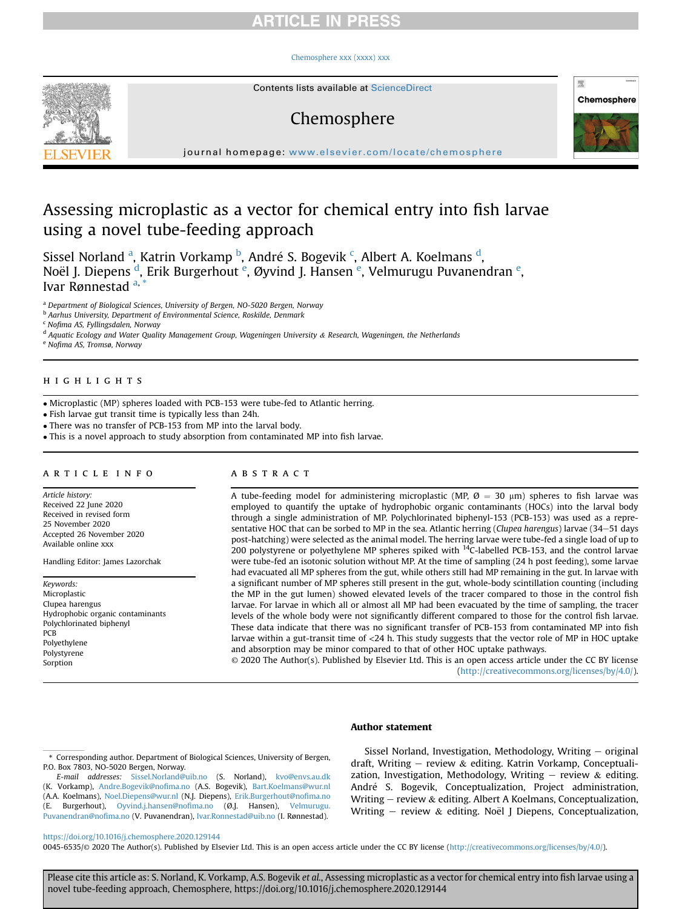# Assessing microplastic as a vector for chemical entry into fish larvae using a novel tube-feeding approach

Sissel Norland [a], Katrin Vorkamp [b], André S. Bogevik [c], Albert A. Koelmans [d], Noël J. Diepens [d], Erik Burgerhout [e], Øyvind J. Hansen [e], Velmurugu Puvanendran [e], Ivar Rønnestad [a,*]

[a] Department of Biological Sciences, University of Bergen, NO-5020 Bergen, Norway
[b] Aarhus University, Department of Environmental Science, Roskilde, Denmark
[c] Nofima AS, Fyllingsdalen, Norway
[d] Aquatic Ecology and Water Quality Management Group, Wageningen University & Research, Wageningen, the Netherlands
[e] Nofima AS, Tromsø, Norway

## HIGHLIGHTS

- Microplastic (MP) spheres loaded with PCB-153 were tube-fed to Atlantic herring.
- Fish larvae gut transit time is typically less than 24h.
- There was no transfer of PCB-153 from MP into the larval body.
- This is a novel approach to study absorption from contaminated MP into fish larvae.

## ARTICLE INFO

*Article history:*
Received 22 June 2020
Received in revised form 25 November 2020
Accepted 26 November 2020
Available online xxx

Handling Editor: James Lazorchak

*Keywords:*
Microplastic
Clupea harengus
Hydrophobic organic contaminants
Polychlorinated biphenyl
PCB
Polyethylene
Polystyrene
Sorption

## ABSTRACT

A tube-feeding model for administering microplastic (MP, Ø = 30 μm) spheres to fish larvae was employed to quantify the uptake of hydrophobic organic contaminants (HOCs) into the larval body through a single administration of MP. Polychlorinated biphenyl-153 (PCB-153) was used as a representative HOC that can be sorbed to MP in the sea. Atlantic herring (*Clupea harengus*) larvae (34–51 days post-hatching) were selected as the animal model. The herring larvae were tube-fed a single load of up to 200 polystyrene or polyethylene MP spheres spiked with $^{14}$C-labelled PCB-153, and the control larvae were tube-fed an isotonic solution without MP. At the time of sampling (24 h post feeding), some larvae had evacuated all MP spheres from the gut, while others still had MP remaining in the gut. In larvae with a significant number of MP spheres still present in the gut, whole-body scintillation counting (including the MP in the gut lumen) showed elevated levels of the tracer compared to those in the control fish larvae. For larvae in which all or almost all MP had been evacuated by the time of sampling, the tracer levels of the whole body were not significantly different compared to those for the control fish larvae. These data indicate that there was no significant transfer of PCB-153 from contaminated MP into fish larvae within a gut-transit time of <24 h. This study suggests that the vector role of MP in HOC uptake and absorption may be minor compared to that of other HOC uptake pathways.

© 2020 The Author(s). Published by Elsevier Ltd. This is an open access article under the CC BY license (http://creativecommons.org/licenses/by/4.0/).

* Corresponding author. Department of Biological Sciences, University of Bergen, P.O. Box 7803, NO-5020 Bergen, Norway.
*E-mail addresses:* Sissel.Norland@uib.no (S. Norland), kvo@envs.au.dk (K. Vorkamp), Andre.Bogevik@nofima.no (A.S. Bogevik), Bart.Koelmans@wur.nl (A.A. Koelmans), Noel.Diepens@wur.nl (N.J. Diepens), Erik.Burgerhout@nofima.no (E. Burgerhout), Oyvind.j.hansen@nofima.no (Ø.J. Hansen), Velmurugu.Puvanendran@nofima.no (V. Puvanendran), Ivar.Ronnestad@uib.no (I. Rønnestad).

## Author statement

Sissel Norland, Investigation, Methodology, Writing – original draft, Writing – review & editing. Katrin Vorkamp, Conceptualization, Investigation, Methodology, Writing – review & editing. André S. Bogevik, Conceptualization, Project administration, Writing – review & editing. Albert A Koelmans, Conceptualization, Writing – review & editing. Noël J Diepens, Conceptualization,

https://doi.org/10.1016/j.chemosphere.2020.129144
0045-6535/© 2020 The Author(s). Published by Elsevier Ltd. This is an open access article under the CC BY license (http://creativecommons.org/licenses/by/4.0/).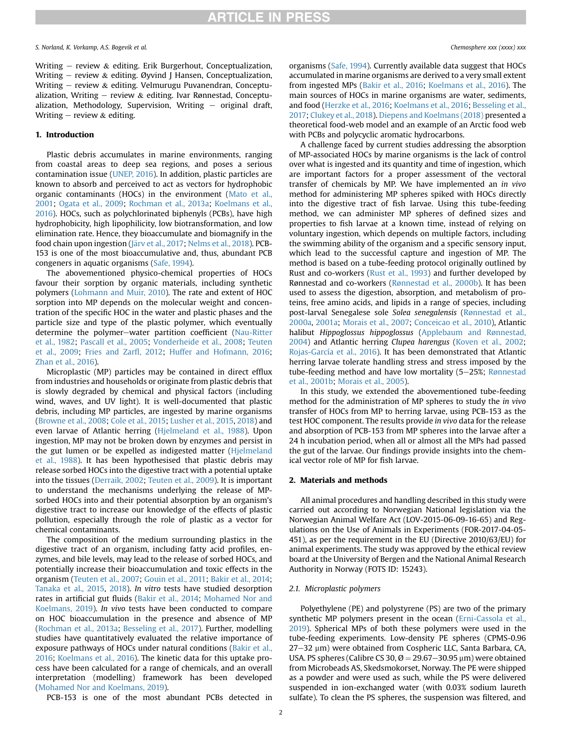Writing – review & editing. Erik Burgerhout, Conceptualization, Writing – review & editing. Øyvind J Hansen, Conceptualization, Writing – review & editing. Velmurugu Puvanendran, Conceptualization, Writing – review & editing. Ivar Rønnestad, Conceptualization, Methodology, Supervision, Writing – original draft, Writing – review & editing.

## 1. Introduction

Plastic debris accumulates in marine environments, ranging from coastal areas to deep sea regions, and poses a serious contamination issue (UNEP, 2016). In addition, plastic particles are known to absorb and perceived to act as vectors for hydrophobic organic contaminants (HOCs) in the environment (Mato et al., 2001; Ogata et al., 2009; Rochman et al., 2013a; Koelmans et al., 2016). HOCs, such as polychlorinated biphenyls (PCBs), have high hydrophobicity, high lipophilicity, low biotransformation, and low elimination rate. Hence, they bioaccumulate and biomagnify in the food chain upon ingestion (Järv et al., 2017; Nelms et al., 2018). PCB-153 is one of the most bioaccumulative and, thus, abundant PCB congeners in aquatic organisms (Safe, 1994).

The abovementioned physico-chemical properties of HOCs favour their sorption by organic materials, including synthetic polymers (Lohmann and Muir, 2010). The rate and extent of HOC sorption into MP depends on the molecular weight and concentration of the specific HOC in the water and plastic phases and the particle size and type of the plastic polymer, which eventually determine the polymer–water partition coefficient (Nau-Ritter et al., 1982; Pascall et al., 2005; Vonderheide et al., 2008; Teuten et al., 2009; Fries and Zarfl, 2012; Huffer and Hofmann, 2016; Zhan et al., 2016).

Microplastic (MP) particles may be contained in direct efflux from industries and households or originate from plastic debris that is slowly degraded by chemical and physical factors (including wind, waves, and UV light). It is well-documented that plastic debris, including MP particles, are ingested by marine organisms (Browne et al., 2008; Cole et al., 2015; Lusher et al., 2015, 2018) and even larvae of Atlantic herring (Hjelmeland et al., 1988). Upon ingestion, MP may not be broken down by enzymes and persist in the gut lumen or be expelled as indigested matter (Hjelmeland et al., 1988). It has been hypothesised that plastic debris may release sorbed HOCs into the digestive tract with a potential uptake into the tissues (Derraik, 2002; Teuten et al., 2009). It is important to understand the mechanisms underlying the release of MP-sorbed HOCs and their potential absorption by an organism's digestive tract to increase our knowledge of the effects of plastic pollution, especially through the role of plastic as a vector for chemical contaminants.

The composition of the medium surrounding plastics in the digestive tract of an organism, including fatty acid profiles, enzymes, and bile levels, may lead to the release of sorbed HOCs, and potentially increase their bioaccumulation and toxic effects in the organism (Teuten et al., 2007; Gouin et al., 2011; Bakir et al., 2014; Tanaka et al., 2015, 2018). *In vitro* tests have studied desorption rates in artificial gut fluids (Bakir et al., 2014; Mohamed Nor and Koelmans, 2019). *In vivo* tests have been conducted to compare on HOC bioaccumulation in the presence and absence of MP (Rochman et al., 2013a; Besseling et al., 2017). Further, modelling studies have quantitatively evaluated the relative importance of exposure pathways of HOCs under natural conditions (Bakir et al., 2016; Koelmans et al., 2016). The kinetic data for this uptake process have been calculated for a range of chemicals, and an overall interpretation (modelling) framework has been developed (Mohamed Nor and Koelmans, 2019).

PCB-153 is one of the most abundant PCBs detected in organisms (Safe, 1994). Currently available data suggest that HOCs accumulated in marine organisms are derived to a very small extent from ingested MPs (Bakir et al., 2016; Koelmans et al., 2016). The main sources of HOCs in marine organisms are water, sediments, and food (Herzke et al., 2016; Koelmans et al., 2016; Besseling et al., 2017; Clukey et al., 2018). Diepens and Koelmans (2018) presented a theoretical food-web model and an example of an Arctic food web with PCBs and polycyclic aromatic hydrocarbons.

A challenge faced by current studies addressing the absorption of MP-associated HOCs by marine organisms is the lack of control over what is ingested and its quantity and time of ingestion, which are important factors for a proper assessment of the vectoral transfer of chemicals by MP. We have implemented an *in vivo* method for administering MP spheres spiked with HOCs directly into the digestive tract of fish larvae. Using this tube-feeding method, we can administer MP spheres of defined sizes and properties to fish larvae at a known time, instead of relying on voluntary ingestion, which depends on multiple factors, including the swimming ability of the organism and a specific sensory input, which lead to the successful capture and ingestion of MP. The method is based on a tube-feeding protocol originally outlined by Rust and co-workers (Rust et al., 1993) and further developed by Rønnestad and co-workers (Rønnestad et al., 2000b). It has been used to assess the digestion, absorption, and metabolism of proteins, free amino acids, and lipids in a range of species, including post-larval Senegalese sole *Solea senegalensis* (Rønnestad et al., 2000a, 2001a; Morais et al., 2007; Conceicao et al., 2010), Atlantic halibut *Hippoglossus hippoglossus* (Applebaum and Rønnestad, 2004) and Atlantic herring *Clupea harengus* (Koven et al., 2002; Rojas-García et al., 2016). It has been demonstrated that Atlantic herring larvae tolerate handling stress and stress imposed by the tube-feeding method and have low mortality (5–25%; Rønnestad et al., 2001b; Morais et al., 2005).

In this study, we extended the abovementioned tube-feeding method for the administration of MP spheres to study the *in vivo* transfer of HOCs from MP to herring larvae, using PCB-153 as the test HOC component. The results provide *in vivo* data for the release and absorption of PCB-153 from MP spheres into the larvae after a 24 h incubation period, when all or almost all the MPs had passed the gut of the larvae. Our findings provide insights into the chemical vector role of MP for fish larvae.

## 2. Materials and methods

All animal procedures and handling described in this study were carried out according to Norwegian National legislation via the Norwegian Animal Welfare Act (LOV-2015-06-09-16-65) and Regulations on the Use of Animals in Experiments (FOR-2017-04-05-451), as per the requirement in the EU (Directive 2010/63/EU) for animal experiments. The study was approved by the ethical review board at the University of Bergen and the National Animal Research Authority in Norway (FOTS ID: 15243).

### 2.1. Microplastic polymers

Polyethylene (PE) and polystyrene (PS) are two of the primary synthetic MP polymers present in the ocean (Erni-Cassola et al., 2019). Spherical MPs of both these polymers were used in the tube-feeding experiments. Low-density PE spheres (CPMS-0.96 27–32 μm) were obtained from Cospheric LLC, Santa Barbara, CA, USA. PS spheres (Calibre CS 30, Ø = 29.67–30.95 μm) were obtained from Microbeads AS, Skedsmokorset, Norway. The PE were shipped as a powder and were used as such, while the PS were delivered suspended in ion-exchanged water (with 0.03% sodium laureth sulfate). To clean the PS spheres, the suspension was filtered, and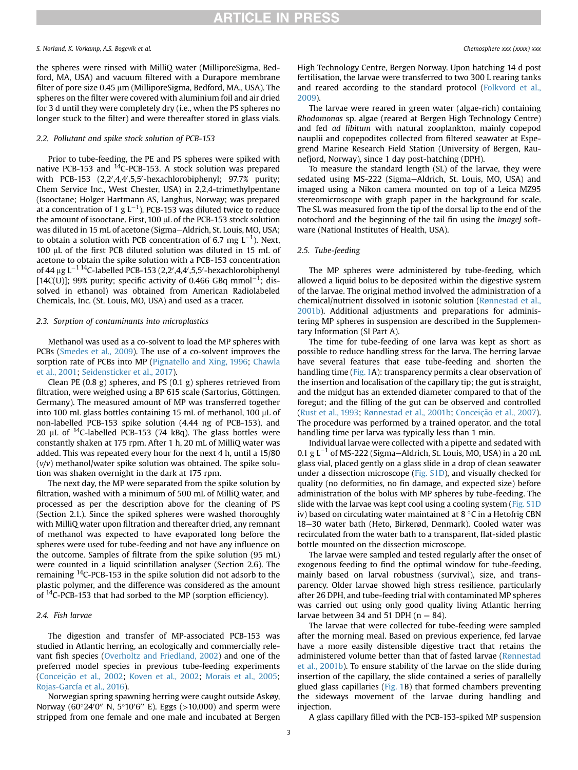the spheres were rinsed with MilliQ water (MilliporeSigma, Bedford, MA, USA) and vacuum filtered with a Durapore membrane filter of pore size 0.45 μm (MilliporeSigma, Bedford, MA., USA). The spheres on the filter were covered with aluminium foil and air dried for 3 d until they were completely dry (i.e., when the PS spheres no longer stuck to the filter) and were thereafter stored in glass vials.

### 2.2. Pollutant and spike stock solution of PCB-153

Prior to tube-feeding, the PE and PS spheres were spiked with native PCB-153 and $^{14}$C-PCB-153. A stock solution was prepared with PCB-153 (2,2′,4,4′,5,5′-hexachlorobiphenyl; 97.7% purity; Chem Service Inc., West Chester, USA) in 2,2,4-trimethylpentane (Isooctane; Holger Hartmann AS, Langhus, Norway; was prepared at a concentration of 1 g $L^{-1}$). PCB-153 was diluted twice to reduce the amount of isooctane. First, 100 μL of the PCB-153 stock solution was diluted in 15 mL of acetone (Sigma−Aldrich, St. Louis, MO, USA; to obtain a solution with PCB concentration of 6.7 mg $L^{-1}$). Next, 100 μL of the first PCB diluted solution was diluted in 15 mL of acetone to obtain the spike solution with a PCB-153 concentration of 44 μg $L^{-1}$ $^{14}$C-labelled PCB-153 (2,2′,4,4′,5,5′-hexachlorobiphenyl [14C(U)]; 99% purity; specific activity of 0.466 GBq $mmol^{-1}$; dissolved in ethanol) was obtained from American Radiolabeled Chemicals, Inc. (St. Louis, MO, USA) and used as a tracer.

### 2.3. Sorption of contaminants into microplastics

Methanol was used as a co-solvent to load the MP spheres with PCBs (Smedes et al., 2009). The use of a co-solvent improves the sorption rate of PCBs into MP (Pignatello and Xing, 1996; Chawla et al., 2001; Seidensticker et al., 2017).

Clean PE (0.8 g) spheres, and PS (0.1 g) spheres retrieved from filtration, were weighed using a BP 615 scale (Sartorius, Göttingen, Germany). The measured amount of MP was transferred together into 100 mL glass bottles containing 15 mL of methanol, 100 μL of non-labelled PCB-153 spike solution (4.44 ng of PCB-153), and 20 μL of $^{14}$C-labelled PCB-153 (74 kBq). The glass bottles were constantly shaken at 175 rpm. After 1 h, 20 mL of MilliQ water was added. This was repeated every hour for the next 4 h, until a 15/80 (*v/v*) methanol/water spike solution was obtained. The spike solution was shaken overnight in the dark at 175 rpm.

The next day, the MP were separated from the spike solution by filtration, washed with a minimum of 500 mL of MilliQ water, and processed as per the description above for the cleaning of PS (Section 2.1.). Since the spiked spheres were washed thoroughly with MilliQ water upon filtration and thereafter dried, any remnant of methanol was expected to have evaporated long before the spheres were used for tube-feeding and not have any influence on the outcome. Samples of filtrate from the spike solution (95 mL) were counted in a liquid scintillation analyser (Section 2.6). The remaining $^{14}$C-PCB-153 in the spike solution did not adsorb to the plastic polymer, and the difference was considered as the amount of $^{14}$C-PCB-153 that had sorbed to the MP (sorption efficiency).

### 2.4. Fish larvae

The digestion and transfer of MP-associated PCB-153 was studied in Atlantic herring, an ecologically and commercially relevant fish species (Overholtz and Friedland, 2002) and one of the preferred model species in previous tube-feeding experiments (Conceição et al., 2002; Koven et al., 2002; Morais et al., 2005; Rojas-García et al., 2016).

Norwegian spring spawning herring were caught outside Askøy, Norway (60°24′0″ N, 5°10′6″ E). Eggs (>10,000) and sperm were stripped from one female and one male and incubated at Bergen High Technology Centre, Bergen Norway. Upon hatching 14 d post fertilisation, the larvae were transferred to two 300 L rearing tanks and reared according to the standard protocol (Folkvord et al., 2009).

The larvae were reared in green water (algae-rich) containing *Rhodomonas* sp. algae (reared at Bergen High Technology Centre) and fed *ad libitum* with natural zooplankton, mainly copepod nauplii and copepodites collected from filtered seawater at Espegrend Marine Research Field Station (University of Bergen, Raunefjord, Norway), since 1 day post-hatching (DPH).

To measure the standard length (SL) of the larvae, they were sedated using MS-222 (Sigma−Aldrich, St. Louis, MO, USA) and imaged using a Nikon camera mounted on top of a Leica MZ95 stereomicroscope with graph paper in the background for scale. The SL was measured from the tip of the dorsal lip to the end of the notochord and the beginning of the tail fin using the *ImageJ* software (National Institutes of Health, USA).

### 2.5. Tube-feeding

The MP spheres were administered by tube-feeding, which allowed a liquid bolus to be deposited within the digestive system of the larvae. The original method involved the administration of a chemical/nutrient dissolved in isotonic solution (Rønnestad et al., 2001b). Additional adjustments and preparations for administering MP spheres in suspension are described in the Supplementary Information (SI Part A).

The time for tube-feeding of one larva was kept as short as possible to reduce handling stress for the larva. The herring larvae have several features that ease tube-feeding and shorten the handling time (Fig. 1A): transparency permits a clear observation of the insertion and localisation of the capillary tip; the gut is straight, and the midgut has an extended diameter compared to that of the foregut; and the filling of the gut can be observed and controlled (Rust et al., 1993; Rønnestad et al., 2001b; Conceição et al., 2007). The procedure was performed by a trained operator, and the total handling time per larva was typically less than 1 min.

Individual larvae were collected with a pipette and sedated with 0.1 g $L^{-1}$ of MS-222 (Sigma−Aldrich, St. Louis, MO, USA) in a 20 mL glass vial, placed gently on a glass slide in a drop of clean seawater under a dissection microscope (Fig. S1D), and visually checked for quality (no deformities, no fin damage, and expected size) before administration of the bolus with MP spheres by tube-feeding. The slide with the larvae was kept cool using a cooling system (Fig. S1D iv) based on circulating water maintained at 8 °C in a Hetofrig CBN 18−30 water bath (Heto, Birkerød, Denmark). Cooled water was recirculated from the water bath to a transparent, flat-sided plastic bottle mounted on the dissection microscope.

The larvae were sampled and tested regularly after the onset of exogenous feeding to find the optimal window for tube-feeding, mainly based on larval robustness (survival), size, and transparency. Older larvae showed high stress resilience, particularly after 26 DPH, and tube-feeding trial with contaminated MP spheres was carried out using only good quality living Atlantic herring larvae between 34 and 51 DPH (n = 84).

The larvae that were collected for tube-feeding were sampled after the morning meal. Based on previous experience, fed larvae have a more easily distensible digestive tract that retains the administered volume better than that of fasted larvae (Rønnestad et al., 2001b). To ensure stability of the larvae on the slide during insertion of the capillary, the slide contained a series of parallelly glued glass capillaries (Fig. 1B) that formed chambers preventing the sideways movement of the larvae during handling and injection.

A glass capillary filled with the PCB-153-spiked MP suspension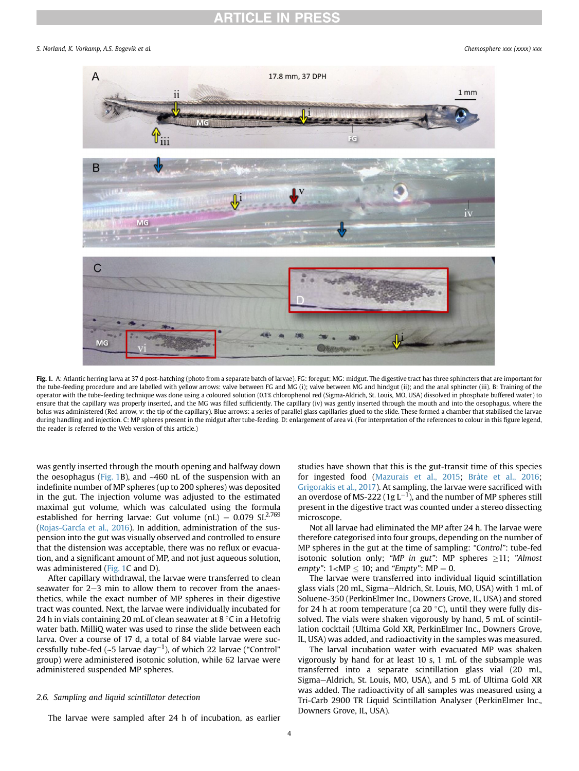Fig. 1. A: Atlantic herring larva at 37 d post-hatching (photo from a separate batch of larvae). FG: foregut; MG: midgut. The digestive tract has three sphincters that are important for the tube-feeding procedure and are labelled with yellow arrows: valve between FG and MG (i); valve between MG and hindgut (ii); and the anal sphincter (iii). B: Training of the operator with the tube-feeding technique was done using a coloured solution (0.1% chlorophenol red (Sigma-Aldrich, St. Louis, MO, USA) dissolved in phosphate buffered water) to ensure that the capillary was properly inserted, and the MG was filled sufficiently. The capillary (iv) was gently inserted through the mouth and into the oesophagus, where the bolus was administered (Red arrow, v: the tip of the capillary). Blue arrows: a series of parallel glass capillaries glued to the slide. These formed a chamber that stabilised the larvae during handling and injection. C: MP spheres present in the midgut after tube-feeding. D: enlargement of area vi. (For interpretation of the references to colour in this figure legend, the reader is referred to the Web version of this article.)

was gently inserted through the mouth opening and halfway down the oesophagus (Fig. 1B), and ~460 nL of the suspension with an indefinite number of MP spheres (up to 200 spheres) was deposited in the gut. The injection volume was adjusted to the estimated maximal gut volume, which was calculated using the formula established for herring larvae: Gut volume (nL) = $0.079\ SL^{2.769}$ (Rojas-García et al., 2016). In addition, administration of the suspension into the gut was visually observed and controlled to ensure that the distension was acceptable, there was no reflux or evacuation, and a significant amount of MP, and not just aqueous solution, was administered (Fig. 1C and D).

After capillary withdrawal, the larvae were transferred to clean seawater for 2−3 min to allow them to recover from the anaesthetics, while the exact number of MP spheres in their digestive tract was counted. Next, the larvae were individually incubated for 24 h in vials containing 20 mL of clean seawater at 8 °C in a Hetofrig water bath. MilliQ water was used to rinse the slide between each larva. Over a course of 17 d, a total of 84 viable larvae were successfully tube-fed (~5 larvae day$^{-1}$), of which 22 larvae ("Control" group) were administered isotonic solution, while 62 larvae were administered suspended MP spheres.

### 2.6. Sampling and liquid scintillator detection

The larvae were sampled after 24 h of incubation, as earlier studies have shown that this is the gut-transit time of this species for ingested food (Mazurais et al., 2015; Bråte et al., 2016; Grigorakis et al., 2017). At sampling, the larvae were sacrificed with an overdose of MS-222 (1 g L$^{-1}$), and the number of MP spheres still present in the digestive tract was counted under a stereo dissecting microscope.

Not all larvae had eliminated the MP after 24 h. The larvae were therefore categorised into four groups, depending on the number of MP spheres in the gut at the time of sampling: *"Control"*: tube-fed isotonic solution only; *"MP in gut"*: MP spheres ≥11; *"Almost empty"*: $1 < \text{MP} \leq 10$; and *"Empty"*: MP = 0.

The larvae were transferred into individual liquid scintillation glass vials (20 mL, Sigma−Aldrich, St. Louis, MO, USA) with 1 mL of Soluene-350 (PerkinElmer Inc., Downers Grove, IL, USA) and stored for 24 h at room temperature (ca 20 °C), until they were fully dissolved. The vials were shaken vigorously by hand, 5 mL of scintillation cocktail (Ultima Gold XR, PerkinElmer Inc., Downers Grove, IL, USA) was added, and radioactivity in the samples was measured.

The larval incubation water with evacuated MP was shaken vigorously by hand for at least 10 s, 1 mL of the subsample was transferred into a separate scintillation glass vial (20 mL, Sigma−Aldrich, St. Louis, MO, USA), and 5 mL of Ultima Gold XR was added. The radioactivity of all samples was measured using a Tri-Carb 2900 TR Liquid Scintillation Analyser (PerkinElmer Inc., Downers Grove, IL, USA).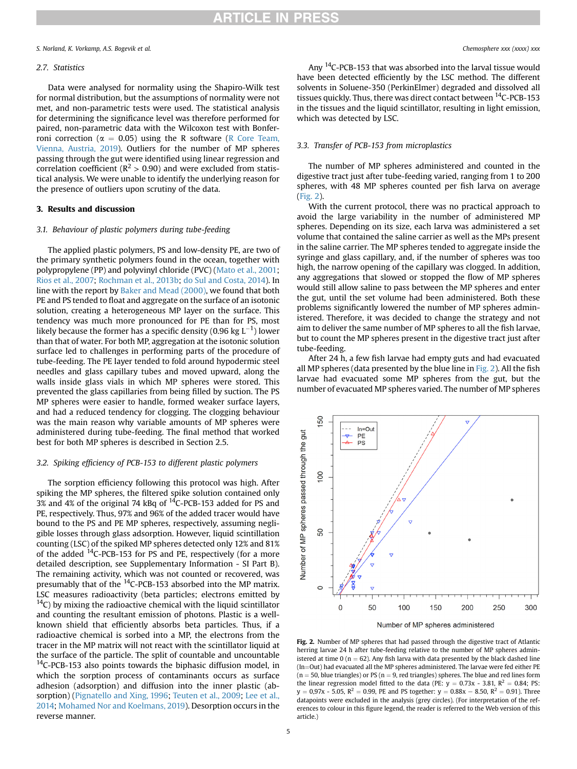### 2.7. Statistics

Data were analysed for normality using the Shapiro-Wilk test for normal distribution, but the assumptions of normality were not met, and non-parametric tests were used. The statistical analysis for determining the significance level was therefore performed for paired, non-parametric data with the Wilcoxon test with Bonferroni correction ($\alpha = 0.05$) using the R software (R Core Team, Vienna, Austria, 2019). Outliers for the number of MP spheres passing through the gut were identified using linear regression and correlation coefficient ($R^2 > 0.90$) and were excluded from statistical analysis. We were unable to identify the underlying reason for the presence of outliers upon scrutiny of the data.

## 3. Results and discussion

### 3.1. Behaviour of plastic polymers during tube-feeding

The applied plastic polymers, PS and low-density PE, are two of the primary synthetic polymers found in the ocean, together with polypropylene (PP) and polyvinyl chloride (PVC) (Mato et al., 2001; Rios et al., 2007; Rochman et al., 2013b; do Sul and Costa, 2014). In line with the report by Baker and Mead (2000), we found that both PE and PS tended to float and aggregate on the surface of an isotonic solution, creating a heterogeneous MP layer on the surface. This tendency was much more pronounced for PE than for PS, most likely because the former has a specific density (0.96 kg $L^{-1}$) lower than that of water. For both MP, aggregation at the isotonic solution surface led to challenges in performing parts of the procedure of tube-feeding. The PE layer tended to fold around hypodermic steel needles and glass capillary tubes and moved upward, along the walls inside glass vials in which MP spheres were stored. This prevented the glass capillaries from being filled by suction. The PS MP spheres were easier to handle, formed weaker surface layers, and had a reduced tendency for clogging. The clogging behaviour was the main reason why variable amounts of MP spheres were administered during tube-feeding. The final method that worked best for both MP spheres is described in Section 2.5.

### 3.2. Spiking efficiency of PCB-153 to different plastic polymers

The sorption efficiency following this protocol was high. After spiking the MP spheres, the filtered spike solution contained only 3% and 4% of the original 74 kBq of $^{14}$C-PCB-153 added for PS and PE, respectively. Thus, 97% and 96% of the added tracer would have bound to the PS and PE MP spheres, respectively, assuming negligible losses through glass adsorption. However, liquid scintillation counting (LSC) of the spiked MP spheres detected only 12% and 81% of the added $^{14}$C-PCB-153 for PS and PE, respectively (for a more detailed description, see Supplementary Information - SI Part B). The remaining activity, which was not counted or recovered, was presumably that of the $^{14}$C-PCB-153 absorbed into the MP matrix. LSC measures radioactivity (beta particles; electrons emitted by $^{14}$C) by mixing the radioactive chemical with the liquid scintillator and counting the resultant emission of photons. Plastic is a well-known shield that efficiently absorbs beta particles. Thus, if a radioactive chemical is sorbed into a MP, the electrons from the tracer in the MP matrix will not react with the scintillator liquid at the surface of the particle. The split of countable and uncountable $^{14}$C-PCB-153 also points towards the biphasic diffusion model, in which the sorption process of contaminants occurs as surface adhesion (adsorption) and diffusion into the inner plastic (absorption) (Pignatello and Xing, 1996; Teuten et al., 2009; Lee et al., 2014; Mohamed Nor and Koelmans, 2019). Desorption occurs in the reverse manner.

Any $^{14}$C-PCB-153 that was absorbed into the larval tissue would have been detected efficiently by the LSC method. The different solvents in Soluene-350 (PerkinElmer) degraded and dissolved all tissues quickly. Thus, there was direct contact between $^{14}$C-PCB-153 in the tissues and the liquid scintillator, resulting in light emission, which was detected by LSC.

### 3.3. Transfer of PCB-153 from microplastics

The number of MP spheres administered and counted in the digestive tract just after tube-feeding varied, ranging from 1 to 200 spheres, with 48 MP spheres counted per fish larva on average (Fig. 2).

With the current protocol, there was no practical approach to avoid the large variability in the number of administered MP spheres. Depending on its size, each larva was administered a set volume that contained the saline carrier as well as the MPs present in the saline carrier. The MP spheres tended to aggregate inside the syringe and glass capillary, and, if the number of spheres was too high, the narrow opening of the capillary was clogged. In addition, any aggregations that slowed or stopped the flow of MP spheres would still allow saline to pass between the MP spheres and enter the gut, until the set volume had been administered. Both these problems significantly lowered the number of MP spheres administered. Therefore, it was decided to change the strategy and not aim to deliver the same number of MP spheres to all the fish larvae, but to count the MP spheres present in the digestive tract just after tube-feeding.

After 24 h, a few fish larvae had empty guts and had evacuated all MP spheres (data presented by the blue line in Fig. 2). All the fish larvae had evacuated some MP spheres from the gut, but the number of evacuated MP spheres varied. The number of MP spheres

**Fig. 2.** Number of MP spheres that had passed through the digestive tract of Atlantic herring larvae 24 h after tube-feeding relative to the number of MP spheres administered at time 0 (n = 62). Any fish larva with data presented by the black dashed line (In=Out) had evacuated all the MP spheres administered. The larvae were fed either PE (n = 50, blue triangles) or PS (n = 9, red triangles) spheres. The blue and red lines form the linear regression model fitted to the data (PE: y = 0.73x - 3.81, $R^2$ = 0.84; PS: y = 0,97x - 5.05, $R^2$ = 0.99, PE and PS together: y = 0.88x − 8.50, $R^2$ = 0.91). Three datapoints were excluded in the analysis (grey circles). (For interpretation of the references to colour in this figure legend, the reader is referred to the Web version of this article.)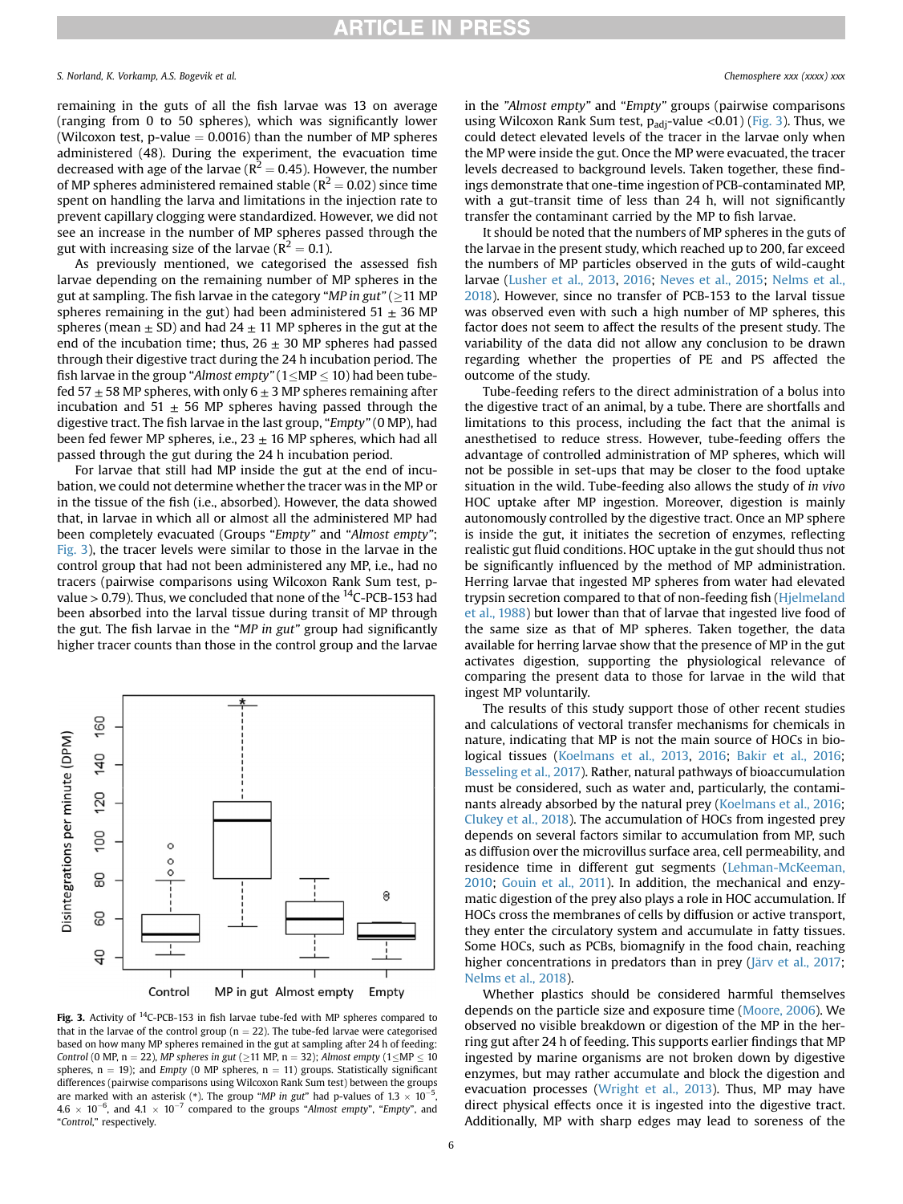remaining in the guts of all the fish larvae was 13 on average (ranging from 0 to 50 spheres), which was significantly lower (Wilcoxon test, p-value = 0.0016) than the number of MP spheres administered (48). During the experiment, the evacuation time decreased with age of the larvae ($R^2 = 0.45$). However, the number of MP spheres administered remained stable ($R^2 = 0.02$) since time spent on handling the larva and limitations in the injection rate to prevent capillary clogging were standardized. However, we did not see an increase in the number of MP spheres passed through the gut with increasing size of the larvae ($R^2 = 0.1$).

As previously mentioned, we categorised the assessed fish larvae depending on the remaining number of MP spheres in the gut at sampling. The fish larvae in the category "*MP in gut*" (≥11 MP spheres remaining in the gut) had been administered 51 ± 36 MP spheres (mean ± SD) and had 24 ± 11 MP spheres in the gut at the end of the incubation time; thus, 26 ± 30 MP spheres had passed through their digestive tract during the 24 h incubation period. The fish larvae in the group "*Almost empty*" (1≤MP ≤ 10) had been tube-fed 57 ± 58 MP spheres, with only 6 ± 3 MP spheres remaining after incubation and 51 ± 56 MP spheres having passed through the digestive tract. The fish larvae in the last group, "*Empty*" (0 MP), had been fed fewer MP spheres, i.e., 23 ± 16 MP spheres, which had all passed through the gut during the 24 h incubation period.

For larvae that still had MP inside the gut at the end of incubation, we could not determine whether the tracer was in the MP or in the tissue of the fish (i.e., absorbed). However, the data showed that, in larvae in which all or almost all the administered MP had been completely evacuated (Groups "*Empty*" and "*Almost empty*"; Fig. 3), the tracer levels were similar to those in the larvae in the control group that had not been administered any MP, i.e., had no tracers (pairwise comparisons using Wilcoxon Rank Sum test, p-value > 0.79). Thus, we concluded that none of the $^{14}$C-PCB-153 had been absorbed into the larval tissue during transit of MP through the gut. The fish larvae in the "*MP in gut*" group had significantly higher tracer counts than those in the control group and the larvae in the "*Almost empty*" and "*Empty*" groups (pairwise comparisons using Wilcoxon Rank Sum test, $p_{adj}$-value <0.01) (Fig. 3). Thus, we could detect elevated levels of the tracer in the larvae only when the MP were inside the gut. Once the MP were evacuated, the tracer levels decreased to background levels. Taken together, these findings demonstrate that one-time ingestion of PCB-contaminated MP, with a gut-transit time of less than 24 h, will not significantly transfer the contaminant carried by the MP to fish larvae.

**Fig. 3.** Activity of $^{14}$C-PCB-153 in fish larvae tube-fed with MP spheres compared to that in the larvae of the control group (n = 22). The tube-fed larvae were categorised based on how many MP spheres remained in the gut at sampling after 24 h of feeding: *Control* (0 MP, n = 22), *MP spheres in gut* (≥11 MP, n = 32); *Almost empty* (1≤MP ≤ 10 spheres, n = 19); and *Empty* (0 MP spheres, n = 11) groups. Statistically significant differences (pairwise comparisons using Wilcoxon Rank Sum test) between the groups are marked with an asterisk (*). The group "*MP in gut*" had p-values of $1.3 \times 10^{-5}$, $4.6 \times 10^{-6}$, and $4.1 \times 10^{-7}$ compared to the groups "*Almost empty*", "*Empty*", and "*Control*," respectively.

It should be noted that the numbers of MP spheres in the guts of the larvae in the present study, which reached up to 200, far exceed the numbers of MP particles observed in the guts of wild-caught larvae (Lusher et al., 2013, 2016; Neves et al., 2015; Nelms et al., 2018). However, since no transfer of PCB-153 to the larval tissue was observed even with such a high number of MP spheres, this factor does not seem to affect the results of the present study. The variability of the data did not allow any conclusion to be drawn regarding whether the properties of PE and PS affected the outcome of the study.

Tube-feeding refers to the direct administration of a bolus into the digestive tract of an animal, by a tube. There are shortfalls and limitations to this process, including the fact that the animal is anesthetised to reduce stress. However, tube-feeding offers the advantage of controlled administration of MP spheres, which will not be possible in set-ups that may be closer to the food uptake situation in the wild. Tube-feeding also allows the study of *in vivo* HOC uptake after MP ingestion. Moreover, digestion is mainly autonomously controlled by the digestive tract. Once an MP sphere is inside the gut, it initiates the secretion of enzymes, reflecting realistic gut fluid conditions. HOC uptake in the gut should thus not be significantly influenced by the method of MP administration. Herring larvae that ingested MP spheres from water had elevated trypsin secretion compared to that of non-feeding fish (Hjelmeland et al., 1988) but lower than that of larvae that ingested live food of the same size as that of MP spheres. Taken together, the data available for herring larvae show that the presence of MP in the gut activates digestion, supporting the physiological relevance of comparing the present data to those for larvae in the wild that ingest MP voluntarily.

The results of this study support those of other recent studies and calculations of vectoral transfer mechanisms for chemicals in nature, indicating that MP is not the main source of HOCs in biological tissues (Koelmans et al., 2013, 2016; Bakir et al., 2016; Besseling et al., 2017). Rather, natural pathways of bioaccumulation must be considered, such as water and, particularly, the contaminants already absorbed by the natural prey (Koelmans et al., 2016; Clukey et al., 2018). The accumulation of HOCs from ingested prey depends on several factors similar to accumulation from MP, such as diffusion over the microvillus surface area, cell permeability, and residence time in different gut segments (Lehman-McKeeman, 2010; Gouin et al., 2011). In addition, the mechanical and enzymatic digestion of the prey also plays a role in HOC accumulation. If HOCs cross the membranes of cells by diffusion or active transport, they enter the circulatory system and accumulate in fatty tissues. Some HOCs, such as PCBs, biomagnify in the food chain, reaching higher concentrations in predators than in prey (Järv et al., 2017; Nelms et al., 2018).

Whether plastics should be considered harmful themselves depends on the particle size and exposure time (Moore, 2006). We observed no visible breakdown or digestion of the MP in the herring gut after 24 h of feeding. This supports earlier findings that MP ingested by marine organisms are not broken down by digestive enzymes, but may rather accumulate and block the digestion and evacuation processes (Wright et al., 2013). Thus, MP may have direct physical effects once it is ingested into the digestive tract. Additionally, MP with sharp edges may lead to soreness of the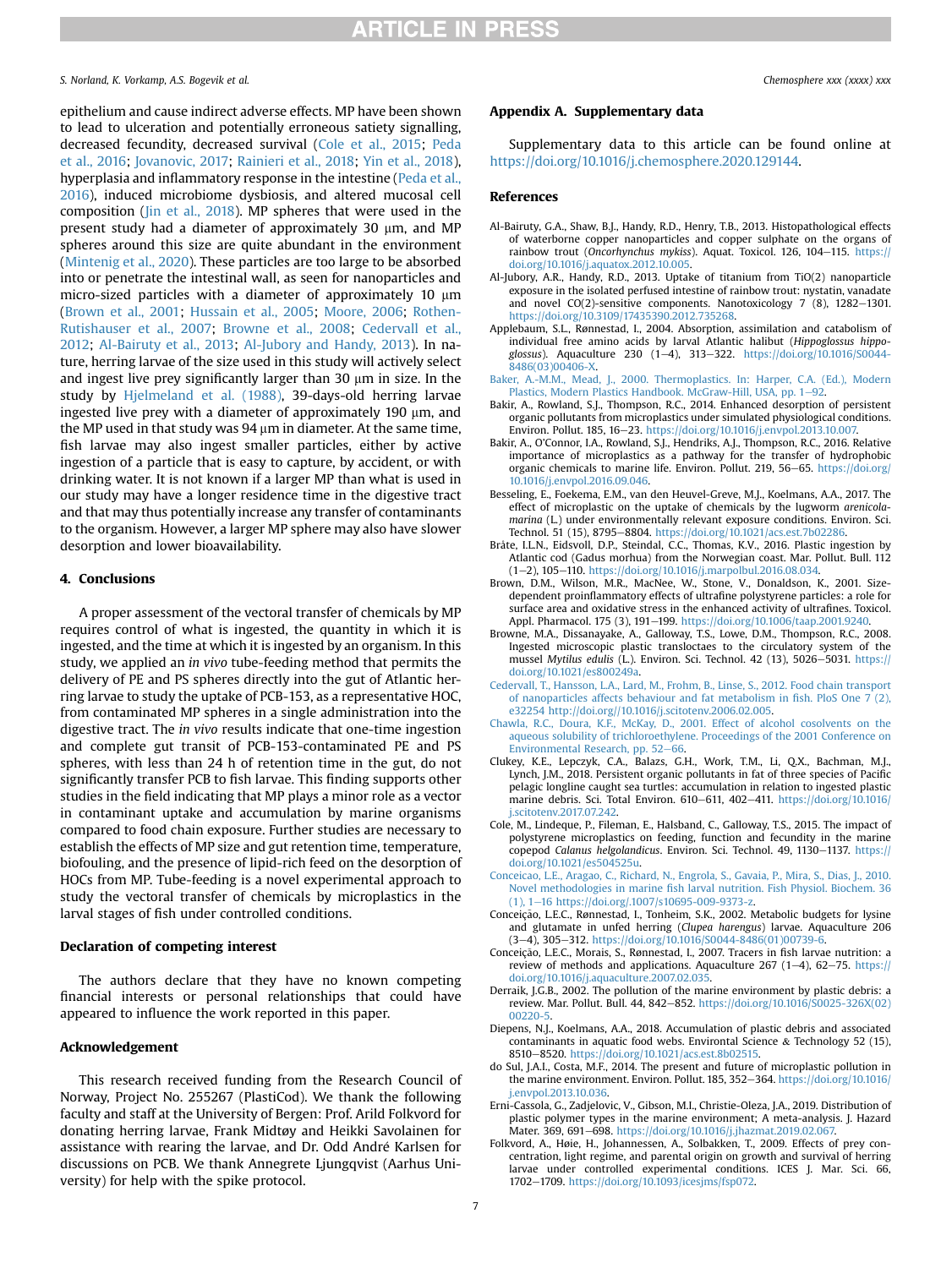epithelium and cause indirect adverse effects. MP have been shown to lead to ulceration and potentially erroneous satiety signalling, decreased fecundity, decreased survival (Cole et al., 2015; Peda et al., 2016; Jovanovic, 2017; Rainieri et al., 2018; Yin et al., 2018), hyperplasia and inflammatory response in the intestine (Peda et al., 2016), induced microbiome dysbiosis, and altered mucosal cell composition (Jin et al., 2018). MP spheres that were used in the present study had a diameter of approximately 30 μm, and MP spheres around this size are quite abundant in the environment (Mintenig et al., 2020). These particles are too large to be absorbed into or penetrate the intestinal wall, as seen for nanoparticles and micro-sized particles with a diameter of approximately 10 μm (Brown et al., 2001; Hussain et al., 2005; Moore, 2006; Rothen-Rutishauser et al., 2007; Browne et al., 2008; Cedervall et al., 2012; Al-Bairuty et al., 2013; Al-Jubory and Handy, 2013). In nature, herring larvae of the size used in this study will actively select and ingest live prey significantly larger than 30 μm in size. In the study by Hjelmeland et al. (1988), 39-days-old herring larvae ingested live prey with a diameter of approximately 190 μm, and the MP used in that study was 94 μm in diameter. At the same time, fish larvae may also ingest smaller particles, either by active ingestion of a particle that is easy to capture, by accident, or with drinking water. It is not known if a larger MP than what is used in our study may have a longer residence time in the digestive tract and that may thus potentially increase any transfer of contaminants to the organism. However, a larger MP sphere may also have slower desorption and lower bioavailability.

## 4. Conclusions

A proper assessment of the vectoral transfer of chemicals by MP requires control of what is ingested, the quantity in which it is ingested, and the time at which it is ingested by an organism. In this study, we applied an *in vivo* tube-feeding method that permits the delivery of PE and PS spheres directly into the gut of Atlantic herring larvae to study the uptake of PCB-153, as a representative HOC, from contaminated MP spheres in a single administration into the digestive tract. The *in vivo* results indicate that one-time ingestion and complete gut transit of PCB-153-contaminated PE and PS spheres, with less than 24 h of retention time in the gut, do not significantly transfer PCB to fish larvae. This finding supports other studies in the field indicating that MP plays a minor role as a vector in contaminant uptake and accumulation by marine organisms compared to food chain exposure. Further studies are necessary to establish the effects of MP size and gut retention time, temperature, biofouling, and the presence of lipid-rich feed on the desorption of HOCs from MP. Tube-feeding is a novel experimental approach to study the vectoral transfer of chemicals by microplastics in the larval stages of fish under controlled conditions.

## Declaration of competing interest

The authors declare that they have no known competing financial interests or personal relationships that could have appeared to influence the work reported in this paper.

## Acknowledgement

This research received funding from the Research Council of Norway, Project No. 255267 (PlastiCod). We thank the following faculty and staff at the University of Bergen: Prof. Arild Folkvord for donating herring larvae, Frank Midtøy and Heikki Savolainen for assistance with rearing the larvae, and Dr. Odd André Karlsen for discussions on PCB. We thank Annegrete Ljungqvist (Aarhus University) for help with the spike protocol.

## Appendix A. Supplementary data

Supplementary data to this article can be found online at https://doi.org/10.1016/j.chemosphere.2020.129144.

## References

Al-Bairuty, G.A., Shaw, B.J., Handy, R.D., Henry, T.B., 2013. Histopathological effects of waterborne copper nanoparticles and copper sulphate on the organs of rainbow trout (*Oncorhynchus mykiss*). Aquat. Toxicol. 126, 104–115. https://doi.org/10.1016/j.aquatox.2012.10.005.

Al-Jubory, A.R., Handy, R.D., 2013. Uptake of titanium from TiO(2) nanoparticle exposure in the isolated perfused intestine of rainbow trout: nystatin, vanadate and novel CO(2)-sensitive components. Nanotoxicology 7 (8), 1282–1301. https://doi.org/10.3109/17435390.2012.735268.

Applebaum, S.L., Rønnestad, I., 2004. Absorption, assimilation and catabolism of individual free amino acids by larval Atlantic halibut (*Hippoglossus hippoglossus*). Aquaculture 230 (1–4), 313–322. https://doi.org/10.1016/S0044-8486(03)00406-X.

Baker, A.-M.M., Mead, J., 2000. Thermoplastics. In: Harper, C.A. (Ed.), Modern Plastics, Modern Plastics Handbook. McGraw-Hill, USA, pp. 1–92.

Bakir, A., Rowland, S.J., Thompson, R.C., 2014. Enhanced desorption of persistent organic pollutants from microplastics under simulated physiological conditions. Environ. Pollut. 185, 16–23. https://doi.org/10.1016/j.envpol.2013.10.007.

Bakir, A., O'Connor, I.A., Rowland, S.J., Hendriks, A.J., Thompson, R.C., 2016. Relative importance of microplastics as a pathway for the transfer of hydrophobic organic chemicals to marine life. Environ. Pollut. 219, 56–65. https://doi.org/10.1016/j.envpol.2016.09.046.

Besseling, E., Foekema, E.M., van den Heuvel-Greve, M.J., Koelmans, A.A., 2017. The effect of microplastic on the uptake of chemicals by the lugworm *arenicola-marina* (L.) under environmentally relevant exposure conditions. Environ. Sci. Technol. 51 (15), 8795–8804. https://doi.org/10.1021/acs.est.7b02286.

Bråte, I.L.N., Eidsvoll, D.P., Steindal, C.C., Thomas, K.V., 2016. Plastic ingestion by Atlantic cod (Gadus morhua) from the Norwegian coast. Mar. Pollut. Bull. 112 (1–2), 105–110. https://doi.org/10.1016/j.marpolbul.2016.08.034.

Brown, D.M., Wilson, M.R., MacNee, W., Stone, V., Donaldson, K., 2001. Size-dependent proinflammatory effects of ultrafine polystyrene particles: a role for surface area and oxidative stress in the enhanced activity of ultrafines. Toxicol. Appl. Pharmacol. 175 (3), 191–199. https://doi.org/10.1006/taap.2001.9240.

Browne, M.A., Dissanayake, A., Galloway, T.S., Lowe, D.M., Thompson, R.C., 2008. Ingested microscopic plastic translocates to the circulatory system of the mussel *Mytilus edulis* (L.). Environ. Sci. Technol. 42 (13), 5026–5031. https://doi.org/10.1021/es800249a.

Cedervall, T., Hansson, L.A., Lard, M., Frohm, B., Linse, S., 2012. Food chain transport of nanoparticles affects behaviour and fat metabolism in fish. PloS One 7 (2), e32254 http://doi.org//10.1016/j.scitotenv.2006.02.005.

Chawla, R.C., Doura, K.F., McKay, D., 2001. Effect of alcohol cosolvents on the aqueous solubility of trichloroethylene. Proceedings of the 2001 Conference on Environmental Research, pp. 52–66.

Clukey, K.E., Lepczyk, C.A., Balazs, G.H., Work, T.M., Li, Q.X., Bachman, M.J., Lynch, J.M., 2018. Persistent organic pollutants in fat of three species of Pacific pelagic longline caught sea turtles: accumulation in relation to ingested plastic marine debris. Sci. Total Environ. 610–611, 402–411. https://doi.org/10.1016/j.scitotenv.2017.07.242.

Cole, M., Lindeque, P., Fileman, E., Halsband, C., Galloway, T.S., 2015. The impact of polystyrene microplastics on feeding, function and fecundity in the marine copepod *Calanus helgolandicus*. Environ. Sci. Technol. 49, 1130–1137. https://doi.org/10.1021/es504525u.

Conceicao, L.E., Aragao, C., Richard, N., Engrola, S., Gavaia, P., Mira, S., Dias, J., 2010. Novel methodologies in marine fish larval nutrition. Fish Physiol. Biochem. 36 (1), 1–16 https://doi.org/10.1007/s10695-009-9373-z.

Conceição, L.E.C., Rønnestad, I., Tonheim, S.K., 2002. Metabolic budgets for lysine and glutamate in unfed herring (*Clupea harengus*) larvae. Aquaculture 206 (3–4), 305–312. https://doi.org/10.1016/S0044-8486(01)00739-6.

Conceição, L.E.C., Morais, S., Rønnestad, I., 2007. Tracers in fish larvae nutrition: a review of methods and applications. Aquaculture 267 (1–4), 62–75. https://doi.org/10.1016/j.aquaculture.2007.02.035.

Derraik, J.G.B., 2002. The pollution of the marine environment by plastic debris: a review. Mar. Pollut. Bull. 44, 842–852. https://doi.org/10.1016/S0025-326X(02)00220-5.

Diepens, N.J., Koelmans, A.A., 2018. Accumulation of plastic debris and associated contaminants in aquatic food webs. Environtal Science & Technology 52 (15), 8510–8520. https://doi.org/10.1021/acs.est.8b02515.

do Sul, J.A.I., Costa, M.F., 2014. The present and future of microplastic pollution in the marine environment. Environ. Pollut. 185, 352–364. https://doi.org/10.1016/j.envpol.2013.10.036.

Erni-Cassola, G., Zadjelovic, V., Gibson, M.I., Christie-Oleza, J.A., 2019. Distribution of plastic polymer types in the marine environment; A meta-analysis. J. Hazard Mater. 369, 691–698. https://doi.org/10.1016/j.jhazmat.2019.02.067.

Folkvord, A., Høie, H., Johannessen, A., Solbakken, T., 2009. Effects of prey concentration, light regime, and parental origin on growth and survival of herring larvae under controlled experimental conditions. ICES J. Mar. Sci. 66, 1702–1709. https://doi.org/10.1093/icesjms/fsp072.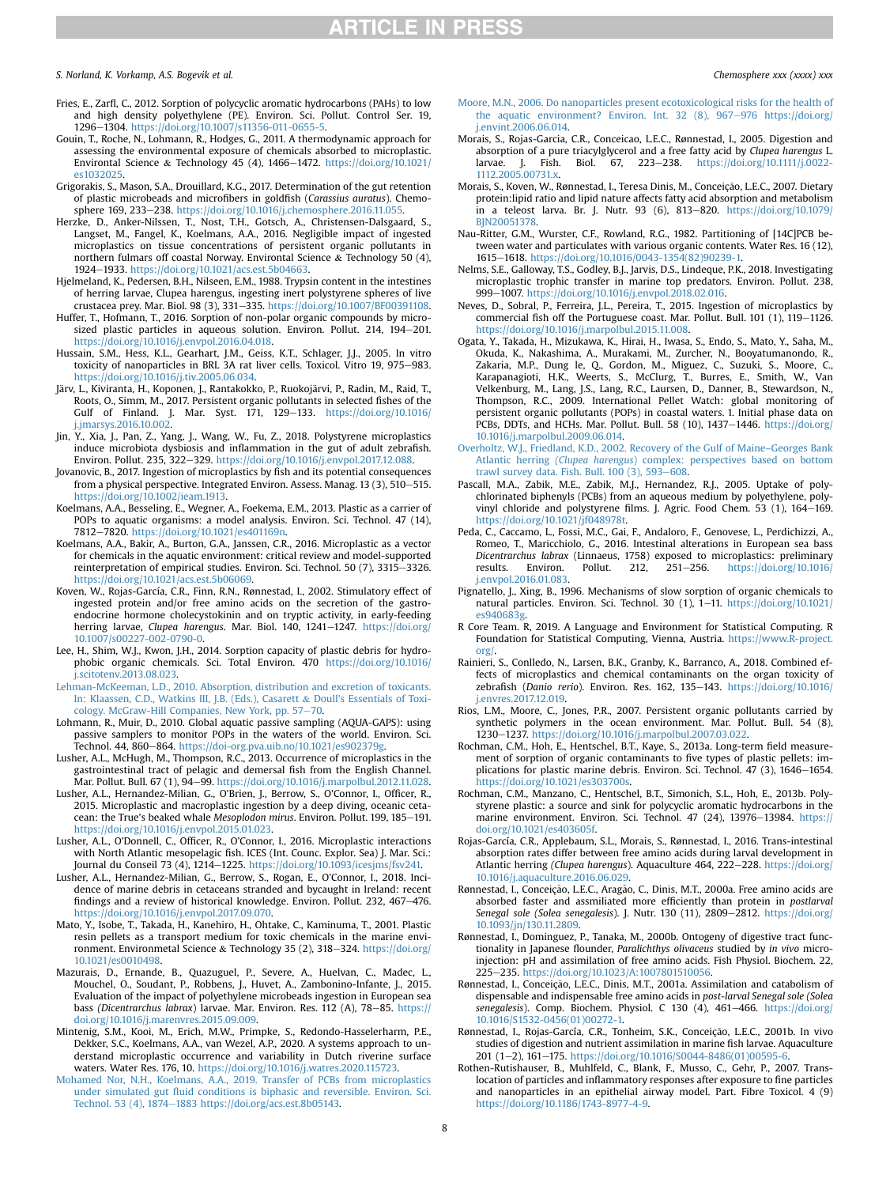Fries, E., Zarfl, C., 2012. Sorption of polycyclic aromatic hydrocarbons (PAHs) to low and high density polyethylene (PE). Environ. Sci. Pollut. Control Ser. 19, 1296–1304. https://doi.org/10.1007/s11356-011-0655-5.

Gouin, T., Roche, N., Lohmann, R., Hodges, G., 2011. A thermodynamic approach for assessing the environmental exposure of chemicals absorbed to microplastic. Environtal Science & Technology 45 (4), 1466–1472. https://doi.org/10.1021/es1032025.

Grigorakis, S., Mason, S.A., Drouillard, K.G., 2017. Determination of the gut retention of plastic microbeads and microfibers in goldfish (*Carassius auratus*). Chemosphere 169, 233–238. https://doi.org/10.1016/j.chemosphere.2016.11.055.

Herzke, D., Anker-Nilssen, T., Nost, T.H., Gotsch, A., Christensen-Dalsgaard, S., Langset, M., Fangel, K., Koelmans, A.A., 2016. Negligible impact of ingested microplastics on tissue concentrations of persistent organic pollutants in northern fulmars off coastal Norway. Environtal Science & Technology 50 (4), 1924–1933. https://doi.org/10.1021/acs.est.5b04663.

Hjelmeland, K., Pedersen, B.H., Nilseen, E.M., 1988. Trypsin content in the intestines of herring larvae, Clupea harengus, ingesting inert polystyrene spheres of live crustacea prey. Mar. Biol. 98 (3), 331–335. https://doi.org/10.1007/BF00391108.

Huffer, T., Hofmann, T., 2016. Sorption of non-polar organic compounds by micro-sized plastic particles in aqueous solution. Environ. Pollut. 214, 194–201. https://doi.org/10.1016/j.envpol.2016.04.018.

Hussain, S.M., Hess, K.L., Gearhart, J.M., Geiss, K.T., Schlager, J.J., 2005. In vitro toxicity of nanoparticles in BRL 3A rat liver cells. Toxicol. Vitro 19, 975–983. https://doi.org/10.1016/j.tiv.2005.06.034.

Järv, L., Kiviranta, H., Koponen, J., Rantakokko, P., Ruokojärvi, P., Radin, M., Raid, T., Roots, O., Simm, M., 2017. Persistent organic pollutants in selected fishes of the Gulf of Finland. J. Mar. Syst. 171, 129–133. https://doi.org/10.1016/j.jmarsys.2016.10.002.

Jin, Y., Xia, J., Pan, Z., Yang, J., Wang, W., Fu, Z., 2018. Polystyrene microplastics induce microbiota dysbiosis and inflammation in the gut of adult zebrafish. Environ. Pollut. 235, 322–329. https://doi.org/10.1016/j.envpol.2017.12.088.

Jovanovic, B., 2017. Ingestion of microplastics by fish and its potential consequences from a physical perspective. Integrated Environ. Assess. Manag. 13 (3), 510–515. https://doi.org/10.1002/ieam.1913.

Koelmans, A.A., Besseling, E., Wegner, A., Foekema, E.M., 2013. Plastic as a carrier of POPs to aquatic organisms: a model analysis. Environ. Sci. Technol. 47 (14), 7812–7820. https://doi.org/10.1021/es401169n.

Koelmans, A.A., Bakir, A., Burton, G.A., Janssen, C.R., 2016. Microplastic as a vector for chemicals in the aquatic environment: critical review and model-supported reinterpretation of empirical studies. Environ. Sci. Technol. 50 (7), 3315–3326. https://doi.org/10.1021/acs.est.5b06069.

Koven, W., Rojas-García, C.R., Finn, R.N., Rønnestad, I., 2002. Stimulatory effect of ingested protein and/or free amino acids on the secretion of the gastro-endocrine hormone cholecystokinin and on tryptic activity, in early-feeding herring larvae, *Clupea harengus*. Mar. Biol. 140, 1241–1247. https://doi.org/10.1007/s00227-002-0790-0.

Lee, H., Shim, W.J., Kwon, J.H., 2014. Sorption capacity of plastic debris for hydrophobic organic chemicals. Sci. Total Environ. 470 https://doi.org/10.1016/j.scitotenv.2013.08.023.

Lehman-McKeeman, L.D., 2010. Absorption, distribution and excretion of toxicants. In: Klaassen, C.D., Watkins III, J.B. (Eds.), Casarett & Doull's Essentials of Toxicology. McGraw-Hill Companies, New York, pp. 57–70.

Lohmann, R., Muir, D., 2010. Global aquatic passive sampling (AQUA-GAPS): using passive samplers to monitor POPs in the waters of the world. Environ. Sci. Technol. 44, 860–864. https://doi-org.pva.uib.no/10.1021/es902379g.

Lusher, A.L., McHugh, M., Thompson, R.C., 2013. Occurrence of microplastics in the gastrointestinal tract of pelagic and demersal fish from the English Channel. Mar. Pollut. Bull. 67 (1), 94–99. https://doi.org/10.1016/j.marpolbul.2012.11.028.

Lusher, A.L., Hernandez-Milian, G., O'Brien, J., Berrow, S., O'Connor, I., Officer, R., 2015. Microplastic and macroplastic ingestion by a deep diving, oceanic cetacean: the True's beaked whale *Mesoplodon mirus*. Environ. Pollut. 199, 185–191. https://doi.org/10.1016/j.envpol.2015.01.023.

Lusher, A.L., O'Donnell, C., Officer, R., O'Connor, I., 2016. Microplastic interactions with North Atlantic mesopelagic fish. ICES (Int. Counc. Explor. Sea) J. Mar. Sci.: Journal du Conseil 73 (4), 1214–1225. https://doi.org/10.1093/icesjms/fsv241.

Lusher, A.L., Hernandez-Milian, G., Berrow, S., Rogan, E., O'Connor, I., 2018. Incidence of marine debris in cetaceans stranded and bycaught in Ireland: recent findings and a review of historical knowledge. Environ. Pollut. 232, 467–476. https://doi.org/10.1016/j.envpol.2017.09.070.

Mato, Y., Isobe, T., Takada, H., Kanehiro, H., Ohtake, C., Kaminuma, T., 2001. Plastic resin pellets as a transport medium for toxic chemicals in the marine environment. Environmetal Science & Technology 35 (2), 318–324. https://doi.org/10.1021/es0010498.

Mazurais, D., Ernande, B., Quazuguel, P., Severe, A., Huelvan, C., Madec, L., Mouchel, O., Soudant, P., Robbens, J., Huvet, A., Zambonino-Infante, J., 2015. Evaluation of the impact of polyethylene microbeads ingestion in European sea bass (*Dicentrarchus labrax*) larvae. Mar. Environ. Res. 112 (A), 78–85. https://doi.org/10.1016/j.marenvres.2015.09.009.

Mintenig, S.M., Kooi, M., Erich, M.W., Primpke, S., Redondo-Hasselerharm, P.E., Dekker, S.C., Koelmans, A.A., van Wezel, A.P., 2020. A systems approach to understand microplastic occurrence and variability in Dutch riverine surface waters. Water Res. 176, 10. https://doi.org/10.1016/j.watres.2020.115723.

Mohamed Nor, N.H., Koelmans, A.A., 2019. Transfer of PCBs from microplastics under simulated gut fluid conditions is biphasic and reversible. Environ. Sci. Technol. 53 (4), 1874–1883 https://doi.org/acs.est.8b05143.

Moore, M.N., 2006. Do nanoparticles present ecotoxicological risks for the health of the aquatic environment? Environ. Int. 32 (8), 967–976 https://doi.org/j.envint.2006.06.014.

Morais, S., Rojas-Garcia, C.R., Conceicao, L.E.C., Rønnestad, I., 2005. Digestion and absorption of a pure triacylglycerol and a free fatty acid by *Clupea harengus* L. larvae. J. Fish. Biol. 67, 223–238. https://doi.org/10.1111/j.0022-1112.2005.00731.x.

Morais, S., Koven, W., Rønnestad, I., Teresa Dinis, M., Conceição, L.E.C., 2007. Dietary protein:lipid ratio and lipid nature affects fatty acid absorption and metabolism in a teleost larva. Br. J. Nutr. 93 (6), 813–820. https://doi.org/10.1079/BJN20051378.

Nau-Ritter, G.M., Wurster, C.F., Rowland, R.G., 1982. Partitioning of [14C]PCB between water and particulates with various organic contents. Water Res. 16 (12), 1615–1618. https://doi.org/10.1016/0043-1354(82)90239-1.

Nelms, S.E., Galloway, T.S., Godley, B.J., Jarvis, D.S., Lindeque, P.K., 2018. Investigating microplastic trophic transfer in marine top predators. Environ. Pollut. 238, 999–1007. https://doi.org/10.1016/j.envpol.2018.02.016.

Neves, D., Sobral, P., Ferreira, J.L., Pereira, T., 2015. Ingestion of microplastics by commercial fish off the Portuguese coast. Mar. Pollut. Bull. 101 (1), 119–1126. https://doi.org/10.1016/j.marpolbul.2015.11.008.

Ogata, Y., Takada, H., Mizukawa, K., Hirai, H., Iwasa, S., Endo, S., Mato, Y., Saha, M., Okuda, K., Nakashima, A., Murakami, M., Zurcher, N., Booyatumanondo, R., Zakaria, M.P., Dung le, Q., Gordon, M., Miguez, C., Suzuki, S., Moore, C., Karapanagioti, H.K., Weerts, S., McClurg, T., Burres, E., Smith, W., Van Velkenburg, M., Lang, J.S., Lang, R.C., Laursen, D., Danner, B., Stewardson, N., Thompson, R.C., 2009. International Pellet Watch: global monitoring of persistent organic pollutants (POPs) in coastal waters. 1. Initial phase data on PCBs, DDTs, and HCHs. Mar. Pollut. Bull. 58 (10), 1437–1446. https://doi.org/10.1016/j.marpolbul.2009.06.014.

Overholtz, W.J., Friedland, K.D., 2002. Recovery of the Gulf of Maine–Georges Bank Atlantic herring (*Clupea harengus*) complex: perspectives based on bottom trawl survey data. Fish. Bull. 100 (3), 593–608.

Pascall, M.A., Zabik, M.E., Zabik, M.J., Hernandez, R.J., 2005. Uptake of polychlorinated biphenyls (PCBs) from an aqueous medium by polyethylene, polyvinyl chloride and polystyrene films. J. Agric. Food Chem. 53 (1), 164–169. https://doi.org/10.1021/jf048978t.

Peda, C., Caccamo, L., Fossi, M.C., Gai, F., Andaloro, F., Genovese, L., Perdichizzi, A., Romeo, T., Maricchiolo, G., 2016. Intestinal alterations in European sea bass *Dicentrarchus labrax* (Linnaeus, 1758) exposed to microplastics: preliminary results. Environ. Pollut. 212, 251–256. https://doi.org/10.1016/j.envpol.2016.01.083.

Pignatello, J., Xing, B., 1996. Mechanisms of slow sorption of organic chemicals to natural particles. Environ. Sci. Technol. 30 (1), 1–11. https://doi.org/10.1021/es940683g.

R Core Team. R, 2019. A Language and Environment for Statistical Computing. R Foundation for Statistical Computing, Vienna, Austria. https://www.R-project.org/.

Rainieri, S., Conlledo, N., Larsen, B.K., Granby, K., Barranco, A., 2018. Combined effects of microplastics and chemical contaminants on the organ toxicity of zebrafish (*Danio rerio*). Environ. Res. 162, 135–143. https://doi.org/10.1016/j.envres.2017.12.019.

Rios, L.M., Moore, C., Jones, P.R., 2007. Persistent organic pollutants carried by synthetic polymers in the ocean environment. Mar. Pollut. Bull. 54 (8), 1230–1237. https://doi.org/10.1016/j.marpolbul.2007.03.022.

Rochman, C.M., Hoh, E., Hentschel, B.T., Kaye, S., 2013a. Long-term field measurement of sorption of organic contaminants to five types of plastic pellets: implications for plastic marine debris. Environ. Sci. Technol. 47 (3), 1646–1654. https://doi.org/10.1021/es303700s.

Rochman, C.M., Manzano, C., Hentschel, B.T., Simonich, S.L., Hoh, E., 2013b. Polystyrene plastic: a source and sink for polycyclic aromatic hydrocarbons in the marine environment. Environ. Sci. Technol. 47 (24), 13976–13984. https://doi.org/10.1021/es403605f.

Rojas-García, C.R., Applebaum, S.L., Morais, S., Rønnestad, I., 2016. Trans-intestinal absorption rates differ between free amino acids during larval development in Atlantic herring (*Clupea harengus*). Aquaculture 464, 222–228. https://doi.org/10.1016/j.aquaculture.2016.06.029.

Rønnestad, I., Conceição, L.E.C., Aragão, C., Dinis, M.T., 2000a. Free amino acids are absorbed faster and assimilated more efficiently than protein in *postlarval Senegal sole (Solea senegalesis)*. J. Nutr. 130 (11), 2809–2812. https://doi.org/10.1093/jn/130.11.2809.

Rønnestad, I., Dominguez, P., Tanaka, M., 2000b. Ontogeny of digestive tract functionality in Japanese flounder, *Paralichthys olivaceus* studied by *in vivo* microinjection: pH and assimilation of free amino acids. Fish Physiol. Biochem. 22, 225–235. https://doi.org/10.1023/A:1007801510056.

Rønnestad, I., Conceição, L.E.C., Dinis, M.T., 2001a. Assimilation and catabolism of dispensable and indispensable free amino acids in *post-larval Senegal sole (Solea senegalesis)*. Comp. Biochem. Physiol. C 130 (4), 461–466. https://doi.org/10.1016/S1532-0456(01)00272-1.

Rønnestad, I., Rojas-García, C.R., Tonheim, S.K., Conceição, L.E.C., 2001b. In vivo studies of digestion and nutrient assimilation in marine fish larvae. Aquaculture 201 (1–2), 161–175. https://doi.org/10.1016/S0044-8486(01)00595-6.

Rothen-Rutishauser, B., Muhlfeld, C., Blank, F., Musso, C., Gehr, P., 2007. Translocation of particles and inflammatory responses after exposure to fine particles and nanoparticles in an epithelial airway model. Part. Fibre Toxicol. 4 (9) https://doi.org/10.1186/1743-8977-4-9.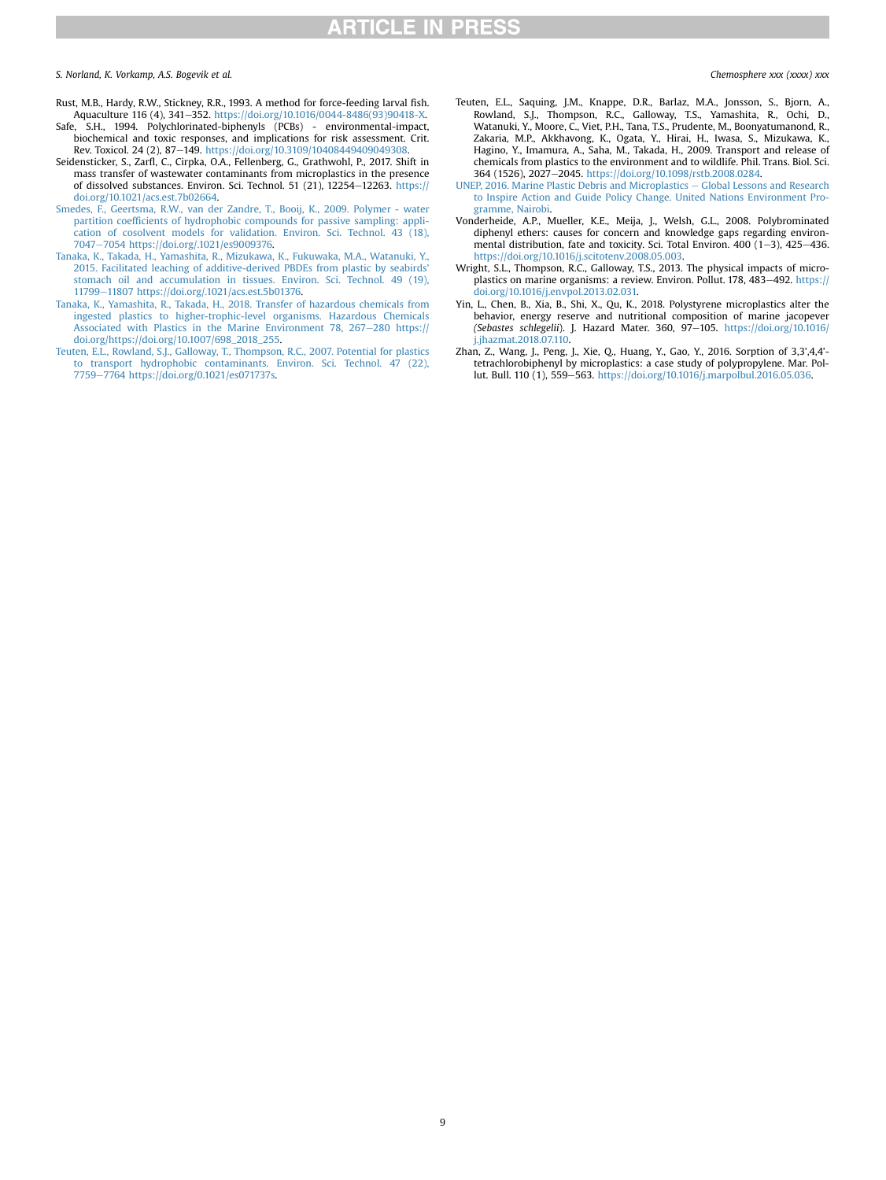Rust, M.B., Hardy, R.W., Stickney, R.R., 1993. A method for force-feeding larval fish. Aquaculture 116 (4), 341–352. https://doi.org/10.1016/0044-8486(93)90418-X.

Safe, S.H., 1994. Polychlorinated-biphenyls (PCBs) - environmental-impact, biochemical and toxic responses, and implications for risk assessment. Crit. Rev. Toxicol. 24 (2), 87–149. https://doi.org/10.3109/10408449409049308.

Seidensticker, S., Zarfl, C., Cirpka, O.A., Fellenberg, G., Grathwohl, P., 2017. Shift in mass transfer of wastewater contaminants from microplastics in the presence of dissolved substances. Environ. Sci. Technol. 51 (21), 12254–12263. https://doi.org/10.1021/acs.est.7b02664.

Smedes, F., Geertsma, R.W., van der Zandre, T., Booij, K., 2009. Polymer - water partition coefficients of hydrophobic compounds for passive sampling: application of cosolvent models for validation. Environ. Sci. Technol. 43 (18), 7047–7054 https://doi.org/.1021/es9009376.

Tanaka, K., Takada, H., Yamashita, R., Mizukawa, K., Fukuwaka, M.A., Watanuki, Y., 2015. Facilitated leaching of additive-derived PBDEs from plastic by seabirds' stomach oil and accumulation in tissues. Environ. Sci. Technol. 49 (19), 11799–11807 https://doi.org/.1021/acs.est.5b01376.

Tanaka, K., Yamashita, R., Takada, H., 2018. Transfer of hazardous chemicals from ingested plastics to higher-trophic-level organisms. Hazardous Chemicals Associated with Plastics in the Marine Environment 78, 267–280 https://doi.org/https://doi.org/10.1007/698_2018_255.

Teuten, E.L., Rowland, S.J., Galloway, T.S., Thompson, R.C., 2007. Potential for plastics to transport hydrophobic contaminants. Environ. Sci. Technol. 47 (22), 7759–7764 https://doi.org/0.1021/es071737s.

Teuten, E.L., Saquing, J.M., Knappe, D.R., Barlaz, M.A., Jonsson, S., Bjorn, A., Rowland, S.J., Thompson, R.C., Galloway, T.S., Yamashita, R., Ochi, D., Watanuki, Y., Moore, C., Viet, P.H., Tana, T.S., Prudente, M., Boonyatumanond, R., Zakaria, M.P., Akkhavong, K., Ogata, Y., Hirai, H., Iwasa, S., Mizukawa, K., Hagino, Y., Imamura, A., Saha, M., Takada, H., 2009. Transport and release of chemicals from plastics to the environment and to wildlife. Phil. Trans. Biol. Sci. 364 (1526), 2027–2045. https://doi.org/10.1098/rstb.2008.0284.

UNEP, 2016. Marine Plastic Debris and Microplastics – Global Lessons and Research to Inspire Action and Guide Policy Change. United Nations Environment Programme, Nairobi.

Vonderheide, A.P., Mueller, K.E., Meija, J., Welsh, G.L., 2008. Polybrominated diphenyl ethers: causes for concern and knowledge gaps regarding environmental distribution, fate and toxicity. Sci. Total Environ. 400 (1–3), 425–436. https://doi.org/10.1016/j.scitotenv.2008.05.003.

Wright, S.L., Thompson, R.C., Galloway, T.S., 2013. The physical impacts of microplastics on marine organisms: a review. Environ. Pollut. 178, 483–492. https://doi.org/10.1016/j.envpol.2013.02.031.

Yin, L., Chen, B., Xia, B., Shi, X., Qu, K., 2018. Polystyrene microplastics alter the behavior, energy reserve and nutritional composition of marine jacopever (*Sebastes schlegelii*). J. Hazard Mater. 360, 97–105. https://doi.org/10.1016/j.jhazmat.2018.07.110.

Zhan, Z., Wang, J., Peng, J., Xie, Q., Huang, Y., Gao, Y., 2016. Sorption of 3,3',4,4'-tetrachlorobiphenyl by microplastics: a case study of polypropylene. Mar. Pollut. Bull. 110 (1), 559–563. https://doi.org/10.1016/j.marpolbul.2016.05.036.